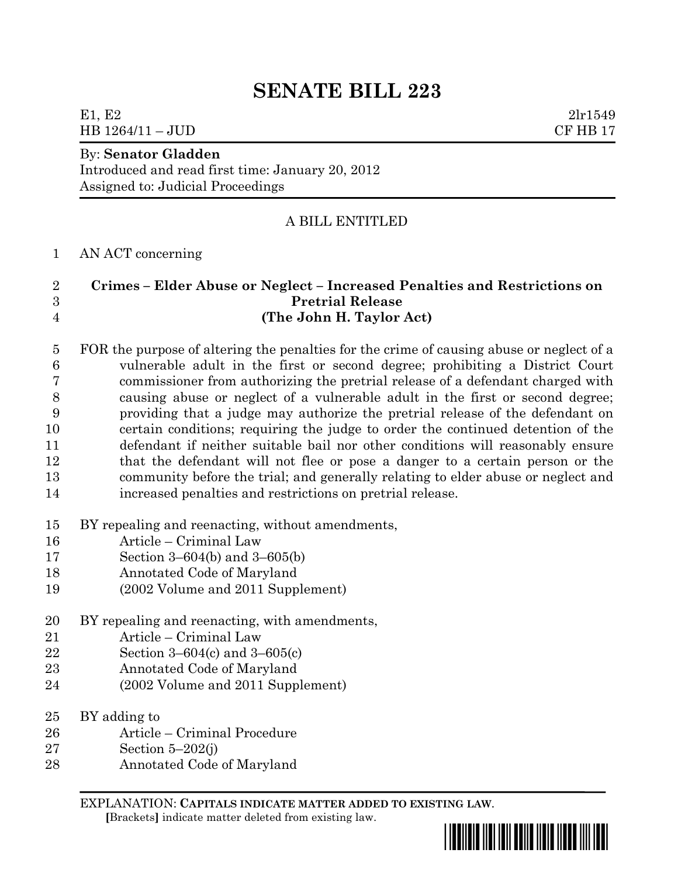# SENATE BILL 223

E1, E2 2lr1549
HB 1264/11 – JUD CF HB 17

By: **Senator Gladden**
Introduced and read first time: January 20, 2012
Assigned to: Judicial Proceedings

A BILL ENTITLED

1 AN ACT concerning

2 **Crimes – Elder Abuse or Neglect – Increased Penalties and Restrictions on**
3 **Pretrial Release**
4 **(The John H. Taylor Act)**

5 FOR the purpose of altering the penalties for the crime of causing abuse or neglect of a
6 vulnerable adult in the first or second degree; prohibiting a District Court
7 commissioner from authorizing the pretrial release of a defendant charged with
8 causing abuse or neglect of a vulnerable adult in the first or second degree;
9 providing that a judge may authorize the pretrial release of the defendant on
10 certain conditions; requiring the judge to order the continued detention of the
11 defendant if neither suitable bail nor other conditions will reasonably ensure
12 that the defendant will not flee or pose a danger to a certain person or the
13 community before the trial; and generally relating to elder abuse or neglect and
14 increased penalties and restrictions on pretrial release.

15 BY repealing and reenacting, without amendments,
16 Article – Criminal Law
17 Section 3–604(b) and 3–605(b)
18 Annotated Code of Maryland
19 (2002 Volume and 2011 Supplement)

20 BY repealing and reenacting, with amendments,
21 Article – Criminal Law
22 Section 3–604(c) and 3–605(c)
23 Annotated Code of Maryland
24 (2002 Volume and 2011 Supplement)

25 BY adding to
26 Article – Criminal Procedure
27 Section 5–202(j)
28 Annotated Code of Maryland

EXPLANATION: **CAPITALS INDICATE MATTER ADDED TO EXISTING LAW.**
**[**Brackets**]** indicate matter deleted from existing law.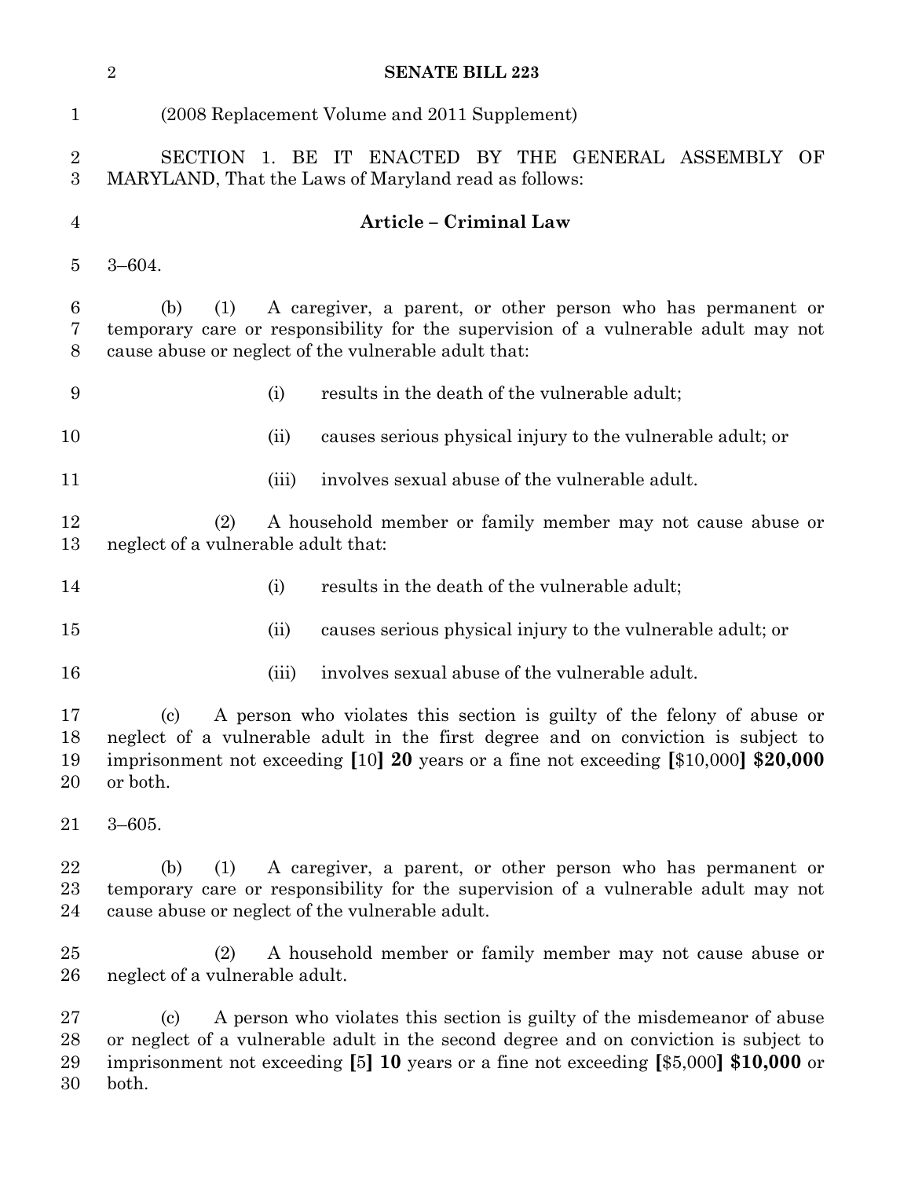(2008 Replacement Volume and 2011 Supplement)

SECTION 1. BE IT ENACTED BY THE GENERAL ASSEMBLY OF MARYLAND, That the Laws of Maryland read as follows:

**Article – Criminal Law**

3–604.

(b) (1) A caregiver, a parent, or other person who has permanent or temporary care or responsibility for the supervision of a vulnerable adult may not cause abuse or neglect of the vulnerable adult that:

(i) results in the death of the vulnerable adult;

(ii) causes serious physical injury to the vulnerable adult; or

(iii) involves sexual abuse of the vulnerable adult.

(2) A household member or family member may not cause abuse or neglect of a vulnerable adult that:

(i) results in the death of the vulnerable adult;

(ii) causes serious physical injury to the vulnerable adult; or

(iii) involves sexual abuse of the vulnerable adult.

(c) A person who violates this section is guilty of the felony of abuse or neglect of a vulnerable adult in the first degree and on conviction is subject to imprisonment not exceeding **[**10**] 20** years or a fine not exceeding **[**$10,000**] $20,000** or both.

3–605.

(b) (1) A caregiver, a parent, or other person who has permanent or temporary care or responsibility for the supervision of a vulnerable adult may not cause abuse or neglect of the vulnerable adult.

(2) A household member or family member may not cause abuse or neglect of a vulnerable adult.

(c) A person who violates this section is guilty of the misdemeanor of abuse or neglect of a vulnerable adult in the second degree and on conviction is subject to imprisonment not exceeding **[**5**] 10** years or a fine not exceeding **[**$5,000**] $10,000** or both.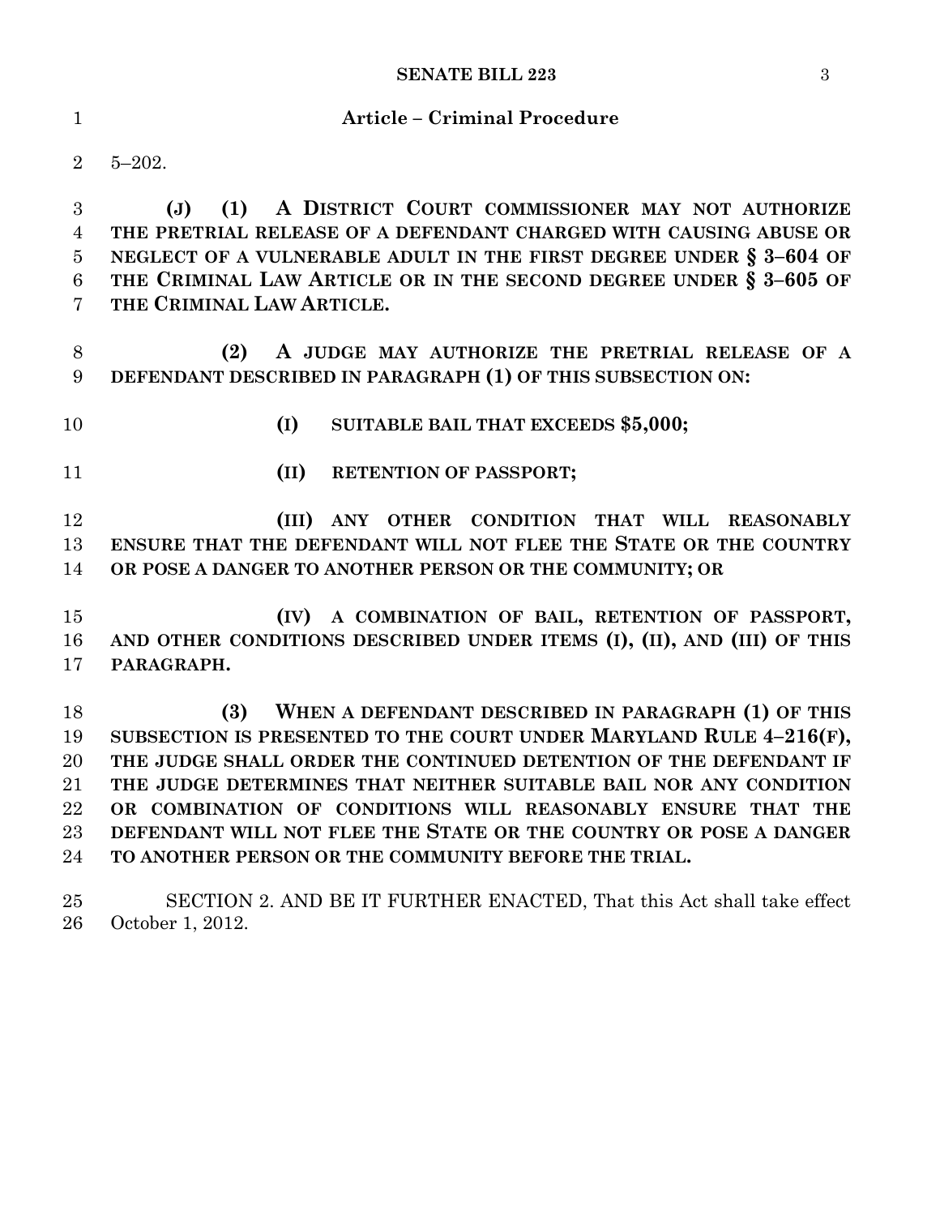## Article – Criminal Procedure

5–202.

**(J) (1) A DISTRICT COURT COMMISSIONER MAY NOT AUTHORIZE THE PRETRIAL RELEASE OF A DEFENDANT CHARGED WITH CAUSING ABUSE OR NEGLECT OF A VULNERABLE ADULT IN THE FIRST DEGREE UNDER § 3–604 OF THE CRIMINAL LAW ARTICLE OR IN THE SECOND DEGREE UNDER § 3–605 OF THE CRIMINAL LAW ARTICLE.**

**(2) A JUDGE MAY AUTHORIZE THE PRETRIAL RELEASE OF A DEFENDANT DESCRIBED IN PARAGRAPH (1) OF THIS SUBSECTION ON:**

**(I) SUITABLE BAIL THAT EXCEEDS $5,000;**

**(II) RETENTION OF PASSPORT;**

**(III) ANY OTHER CONDITION THAT WILL REASONABLY ENSURE THAT THE DEFENDANT WILL NOT FLEE THE STATE OR THE COUNTRY OR POSE A DANGER TO ANOTHER PERSON OR THE COMMUNITY; OR**

**(IV) A COMBINATION OF BAIL, RETENTION OF PASSPORT, AND OTHER CONDITIONS DESCRIBED UNDER ITEMS (I), (II), AND (III) OF THIS PARAGRAPH.**

**(3) WHEN A DEFENDANT DESCRIBED IN PARAGRAPH (1) OF THIS SUBSECTION IS PRESENTED TO THE COURT UNDER MARYLAND RULE 4–216(F), THE JUDGE SHALL ORDER THE CONTINUED DETENTION OF THE DEFENDANT IF THE JUDGE DETERMINES THAT NEITHER SUITABLE BAIL NOR ANY CONDITION OR COMBINATION OF CONDITIONS WILL REASONABLY ENSURE THAT THE DEFENDANT WILL NOT FLEE THE STATE OR THE COUNTRY OR POSE A DANGER TO ANOTHER PERSON OR THE COMMUNITY BEFORE THE TRIAL.**

SECTION 2. AND BE IT FURTHER ENACTED, That this Act shall take effect October 1, 2012.